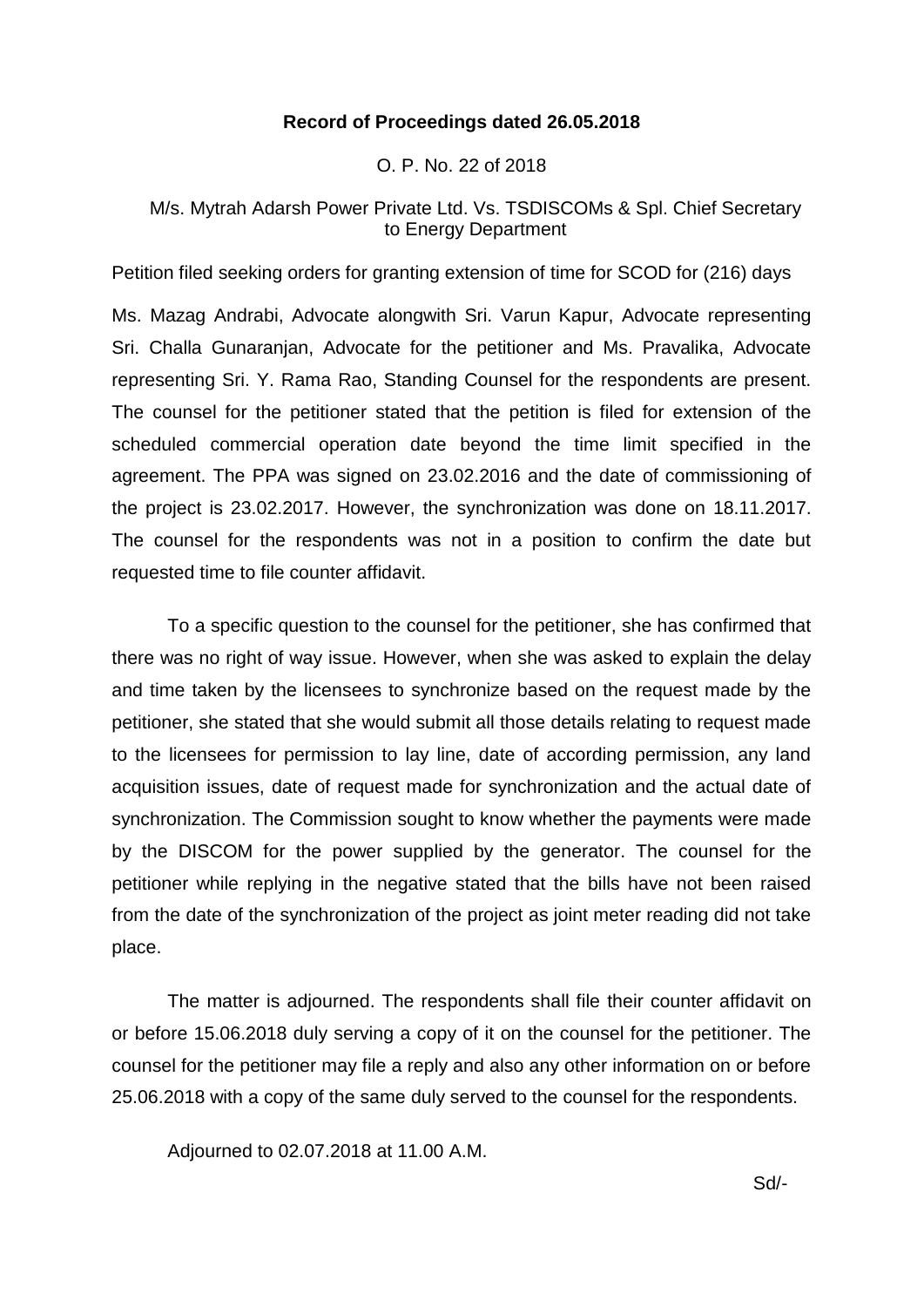**Record of Proceedings dated 26.05.2018**

O. P. No. 22 of 2018

M/s. Mytrah Adarsh Power Private Ltd. Vs. TSDISCOMs & Spl. Chief Secretary to Energy Department

Petition filed seeking orders for granting extension of time for SCOD for (216) days

Ms. Mazag Andrabi, Advocate alongwith Sri. Varun Kapur, Advocate representing Sri. Challa Gunaranjan, Advocate for the petitioner and Ms. Pravalika, Advocate representing Sri. Y. Rama Rao, Standing Counsel for the respondents are present. The counsel for the petitioner stated that the petition is filed for extension of the scheduled commercial operation date beyond the time limit specified in the agreement. The PPA was signed on 23.02.2016 and the date of commissioning of the project is 23.02.2017. However, the synchronization was done on 18.11.2017. The counsel for the respondents was not in a position to confirm the date but requested time to file counter affidavit.

To a specific question to the counsel for the petitioner, she has confirmed that there was no right of way issue. However, when she was asked to explain the delay and time taken by the licensees to synchronize based on the request made by the petitioner, she stated that she would submit all those details relating to request made to the licensees for permission to lay line, date of according permission, any land acquisition issues, date of request made for synchronization and the actual date of synchronization. The Commission sought to know whether the payments were made by the DISCOM for the power supplied by the generator. The counsel for the petitioner while replying in the negative stated that the bills have not been raised from the date of the synchronization of the project as joint meter reading did not take place.

The matter is adjourned. The respondents shall file their counter affidavit on or before 15.06.2018 duly serving a copy of it on the counsel for the petitioner. The counsel for the petitioner may file a reply and also any other information on or before 25.06.2018 with a copy of the same duly served to the counsel for the respondents.

Adjourned to 02.07.2018 at 11.00 A.M.

Sd/-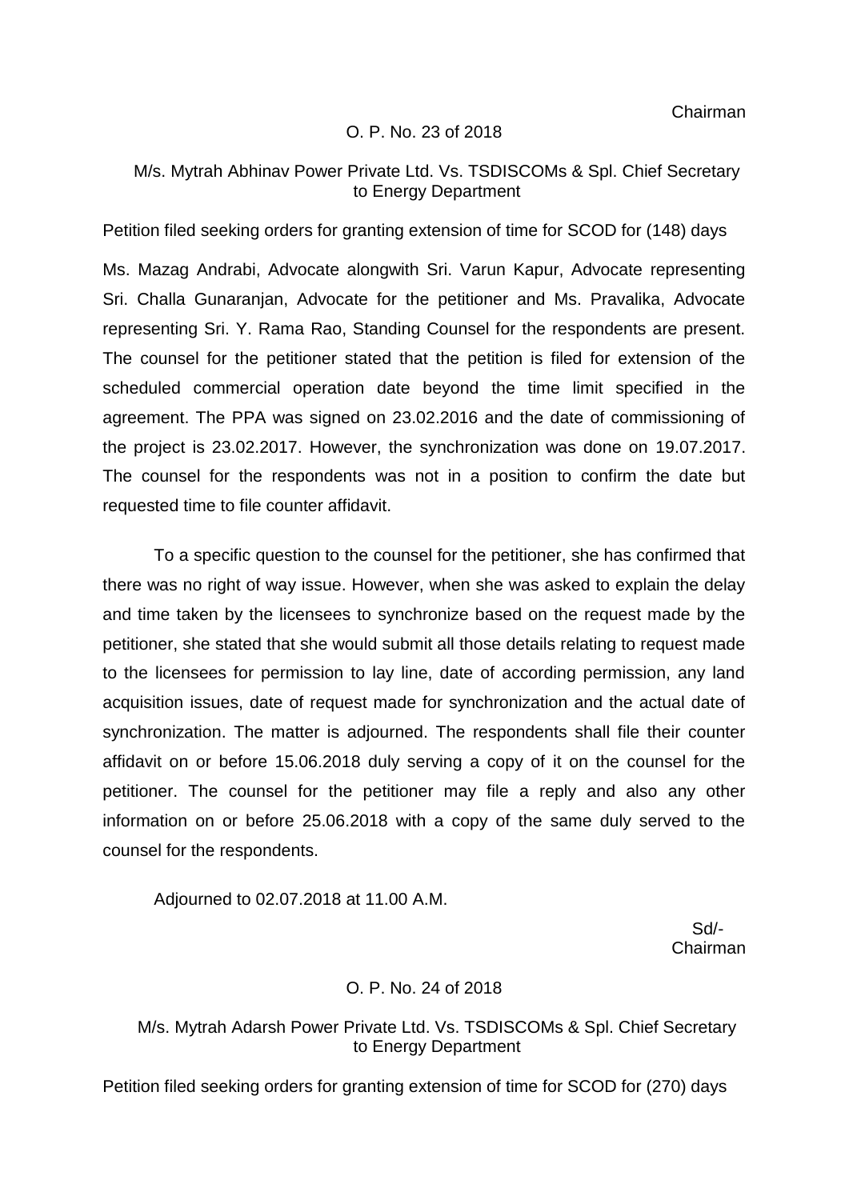Chairman

O. P. No. 23 of 2018

M/s. Mytrah Abhinav Power Private Ltd. Vs. TSDISCOMs & Spl. Chief Secretary to Energy Department

Petition filed seeking orders for granting extension of time for SCOD for (148) days

Ms. Mazag Andrabi, Advocate alongwith Sri. Varun Kapur, Advocate representing Sri. Challa Gunaranjan, Advocate for the petitioner and Ms. Pravalika, Advocate representing Sri. Y. Rama Rao, Standing Counsel for the respondents are present. The counsel for the petitioner stated that the petition is filed for extension of the scheduled commercial operation date beyond the time limit specified in the agreement. The PPA was signed on 23.02.2016 and the date of commissioning of the project is 23.02.2017. However, the synchronization was done on 19.07.2017. The counsel for the respondents was not in a position to confirm the date but requested time to file counter affidavit.

To a specific question to the counsel for the petitioner, she has confirmed that there was no right of way issue. However, when she was asked to explain the delay and time taken by the licensees to synchronize based on the request made by the petitioner, she stated that she would submit all those details relating to request made to the licensees for permission to lay line, date of according permission, any land acquisition issues, date of request made for synchronization and the actual date of synchronization. The matter is adjourned. The respondents shall file their counter affidavit on or before 15.06.2018 duly serving a copy of it on the counsel for the petitioner. The counsel for the petitioner may file a reply and also any other information on or before 25.06.2018 with a copy of the same duly served to the counsel for the respondents.

Adjourned to 02.07.2018 at 11.00 A.M.

Sd/-
Chairman

O. P. No. 24 of 2018

M/s. Mytrah Adarsh Power Private Ltd. Vs. TSDISCOMs & Spl. Chief Secretary to Energy Department

Petition filed seeking orders for granting extension of time for SCOD for (270) days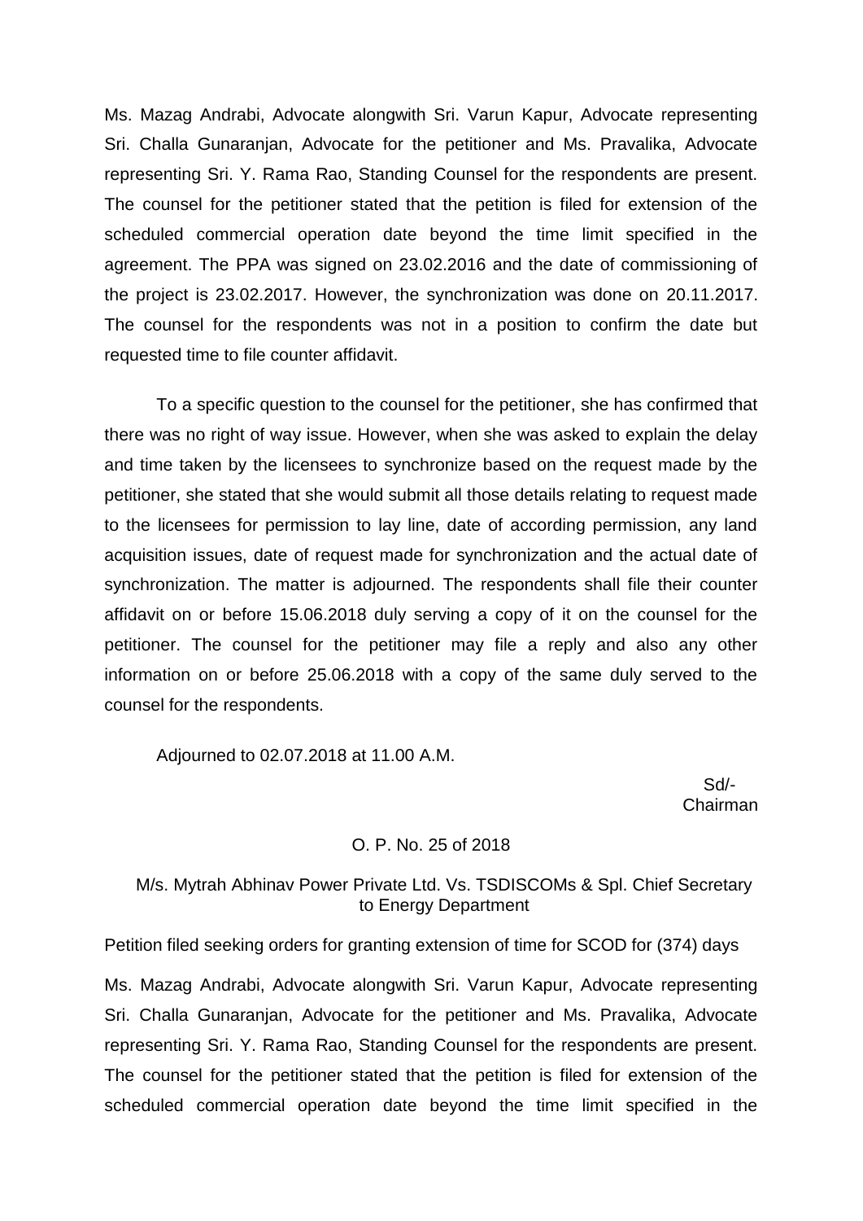Ms. Mazag Andrabi, Advocate alongwith Sri. Varun Kapur, Advocate representing Sri. Challa Gunaranjan, Advocate for the petitioner and Ms. Pravalika, Advocate representing Sri. Y. Rama Rao, Standing Counsel for the respondents are present. The counsel for the petitioner stated that the petition is filed for extension of the scheduled commercial operation date beyond the time limit specified in the agreement. The PPA was signed on 23.02.2016 and the date of commissioning of the project is 23.02.2017. However, the synchronization was done on 20.11.2017. The counsel for the respondents was not in a position to confirm the date but requested time to file counter affidavit.

To a specific question to the counsel for the petitioner, she has confirmed that there was no right of way issue. However, when she was asked to explain the delay and time taken by the licensees to synchronize based on the request made by the petitioner, she stated that she would submit all those details relating to request made to the licensees for permission to lay line, date of according permission, any land acquisition issues, date of request made for synchronization and the actual date of synchronization. The matter is adjourned. The respondents shall file their counter affidavit on or before 15.06.2018 duly serving a copy of it on the counsel for the petitioner. The counsel for the petitioner may file a reply and also any other information on or before 25.06.2018 with a copy of the same duly served to the counsel for the respondents.

Adjourned to 02.07.2018 at 11.00 A.M.

Sd/-
Chairman

O. P. No. 25 of 2018

M/s. Mytrah Abhinav Power Private Ltd. Vs. TSDISCOMs & Spl. Chief Secretary to Energy Department

Petition filed seeking orders for granting extension of time for SCOD for (374) days

Ms. Mazag Andrabi, Advocate alongwith Sri. Varun Kapur, Advocate representing Sri. Challa Gunaranjan, Advocate for the petitioner and Ms. Pravalika, Advocate representing Sri. Y. Rama Rao, Standing Counsel for the respondents are present. The counsel for the petitioner stated that the petition is filed for extension of the scheduled commercial operation date beyond the time limit specified in the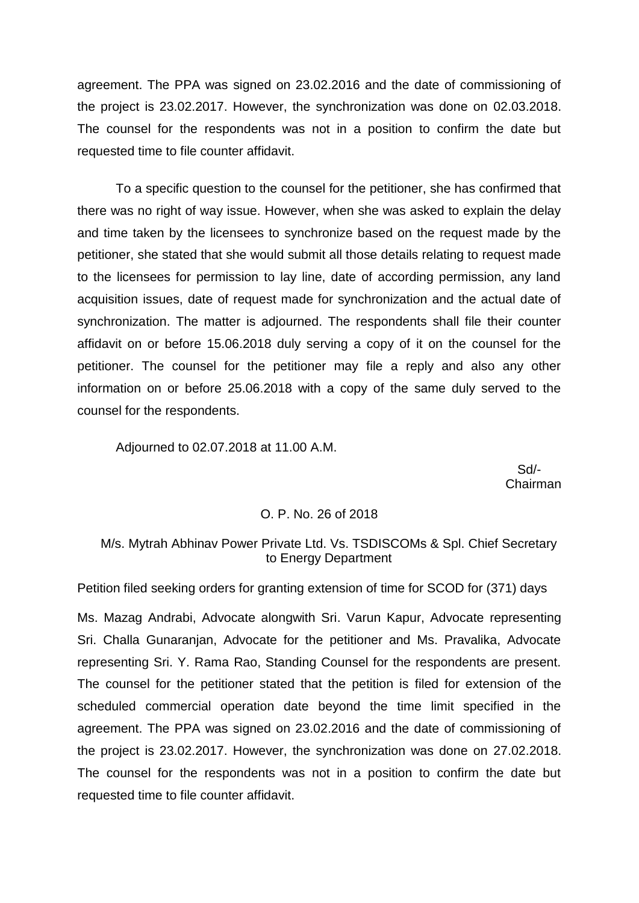agreement. The PPA was signed on 23.02.2016 and the date of commissioning of the project is 23.02.2017. However, the synchronization was done on 02.03.2018. The counsel for the respondents was not in a position to confirm the date but requested time to file counter affidavit.

To a specific question to the counsel for the petitioner, she has confirmed that there was no right of way issue. However, when she was asked to explain the delay and time taken by the licensees to synchronize based on the request made by the petitioner, she stated that she would submit all those details relating to request made to the licensees for permission to lay line, date of according permission, any land acquisition issues, date of request made for synchronization and the actual date of synchronization. The matter is adjourned. The respondents shall file their counter affidavit on or before 15.06.2018 duly serving a copy of it on the counsel for the petitioner. The counsel for the petitioner may file a reply and also any other information on or before 25.06.2018 with a copy of the same duly served to the counsel for the respondents.

Adjourned to 02.07.2018 at 11.00 A.M.

Sd/-
Chairman

O. P. No. 26 of 2018

M/s. Mytrah Abhinav Power Private Ltd. Vs. TSDISCOMs & Spl. Chief Secretary to Energy Department

Petition filed seeking orders for granting extension of time for SCOD for (371) days

Ms. Mazag Andrabi, Advocate alongwith Sri. Varun Kapur, Advocate representing Sri. Challa Gunaranjan, Advocate for the petitioner and Ms. Pravalika, Advocate representing Sri. Y. Rama Rao, Standing Counsel for the respondents are present. The counsel for the petitioner stated that the petition is filed for extension of the scheduled commercial operation date beyond the time limit specified in the agreement. The PPA was signed on 23.02.2016 and the date of commissioning of the project is 23.02.2017. However, the synchronization was done on 27.02.2018. The counsel for the respondents was not in a position to confirm the date but requested time to file counter affidavit.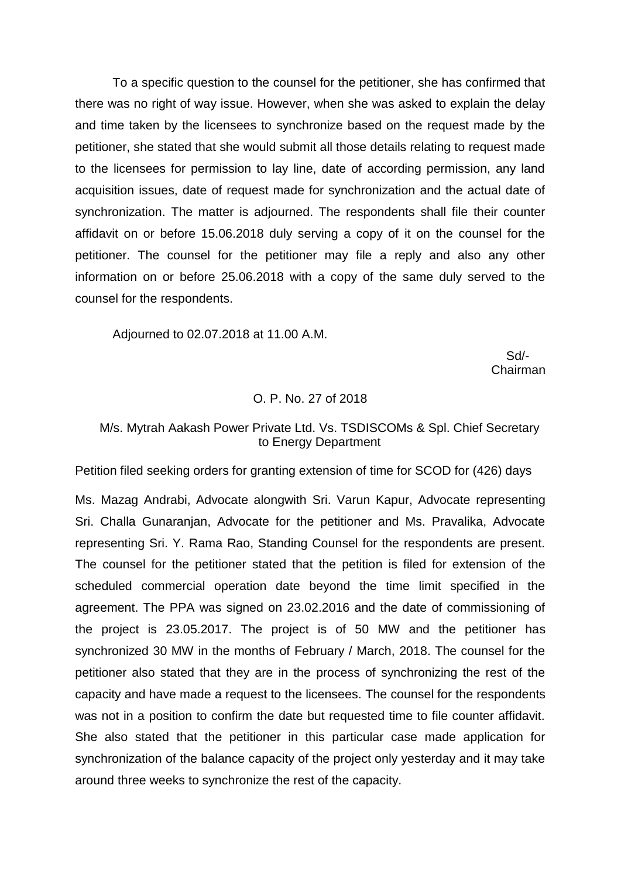To a specific question to the counsel for the petitioner, she has confirmed that there was no right of way issue. However, when she was asked to explain the delay and time taken by the licensees to synchronize based on the request made by the petitioner, she stated that she would submit all those details relating to request made to the licensees for permission to lay line, date of according permission, any land acquisition issues, date of request made for synchronization and the actual date of synchronization. The matter is adjourned. The respondents shall file their counter affidavit on or before 15.06.2018 duly serving a copy of it on the counsel for the petitioner. The counsel for the petitioner may file a reply and also any other information on or before 25.06.2018 with a copy of the same duly served to the counsel for the respondents.

Adjourned to 02.07.2018 at 11.00 A.M.

Sd/-
Chairman

O. P. No. 27 of 2018

M/s. Mytrah Aakash Power Private Ltd. Vs. TSDISCOMs & Spl. Chief Secretary to Energy Department

Petition filed seeking orders for granting extension of time for SCOD for (426) days

Ms. Mazag Andrabi, Advocate alongwith Sri. Varun Kapur, Advocate representing Sri. Challa Gunaranjan, Advocate for the petitioner and Ms. Pravalika, Advocate representing Sri. Y. Rama Rao, Standing Counsel for the respondents are present. The counsel for the petitioner stated that the petition is filed for extension of the scheduled commercial operation date beyond the time limit specified in the agreement. The PPA was signed on 23.02.2016 and the date of commissioning of the project is 23.05.2017. The project is of 50 MW and the petitioner has synchronized 30 MW in the months of February / March, 2018. The counsel for the petitioner also stated that they are in the process of synchronizing the rest of the capacity and have made a request to the licensees. The counsel for the respondents was not in a position to confirm the date but requested time to file counter affidavit. She also stated that the petitioner in this particular case made application for synchronization of the balance capacity of the project only yesterday and it may take around three weeks to synchronize the rest of the capacity.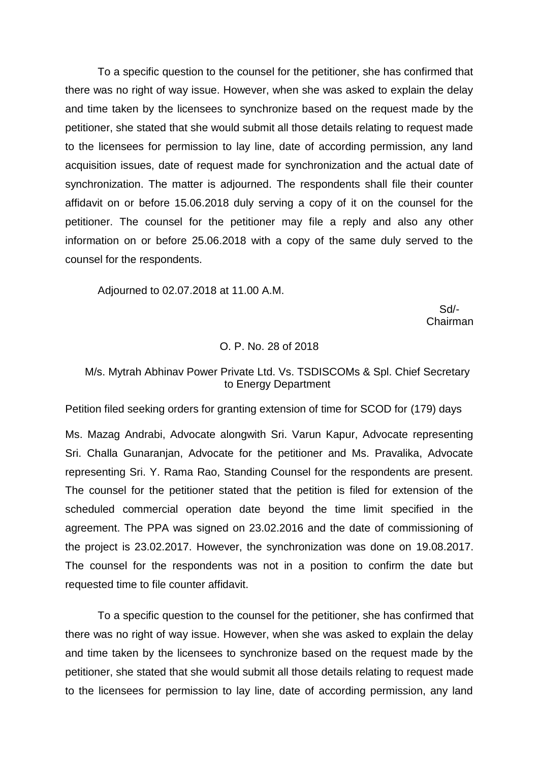To a specific question to the counsel for the petitioner, she has confirmed that there was no right of way issue. However, when she was asked to explain the delay and time taken by the licensees to synchronize based on the request made by the petitioner, she stated that she would submit all those details relating to request made to the licensees for permission to lay line, date of according permission, any land acquisition issues, date of request made for synchronization and the actual date of synchronization. The matter is adjourned. The respondents shall file their counter affidavit on or before 15.06.2018 duly serving a copy of it on the counsel for the petitioner. The counsel for the petitioner may file a reply and also any other information on or before 25.06.2018 with a copy of the same duly served to the counsel for the respondents.

Adjourned to 02.07.2018 at 11.00 A.M.

Sd/-
Chairman

O. P. No. 28 of 2018

M/s. Mytrah Abhinav Power Private Ltd. Vs. TSDISCOMs & Spl. Chief Secretary to Energy Department

Petition filed seeking orders for granting extension of time for SCOD for (179) days

Ms. Mazag Andrabi, Advocate alongwith Sri. Varun Kapur, Advocate representing Sri. Challa Gunaranjan, Advocate for the petitioner and Ms. Pravalika, Advocate representing Sri. Y. Rama Rao, Standing Counsel for the respondents are present. The counsel for the petitioner stated that the petition is filed for extension of the scheduled commercial operation date beyond the time limit specified in the agreement. The PPA was signed on 23.02.2016 and the date of commissioning of the project is 23.02.2017. However, the synchronization was done on 19.08.2017. The counsel for the respondents was not in a position to confirm the date but requested time to file counter affidavit.

To a specific question to the counsel for the petitioner, she has confirmed that there was no right of way issue. However, when she was asked to explain the delay and time taken by the licensees to synchronize based on the request made by the petitioner, she stated that she would submit all those details relating to request made to the licensees for permission to lay line, date of according permission, any land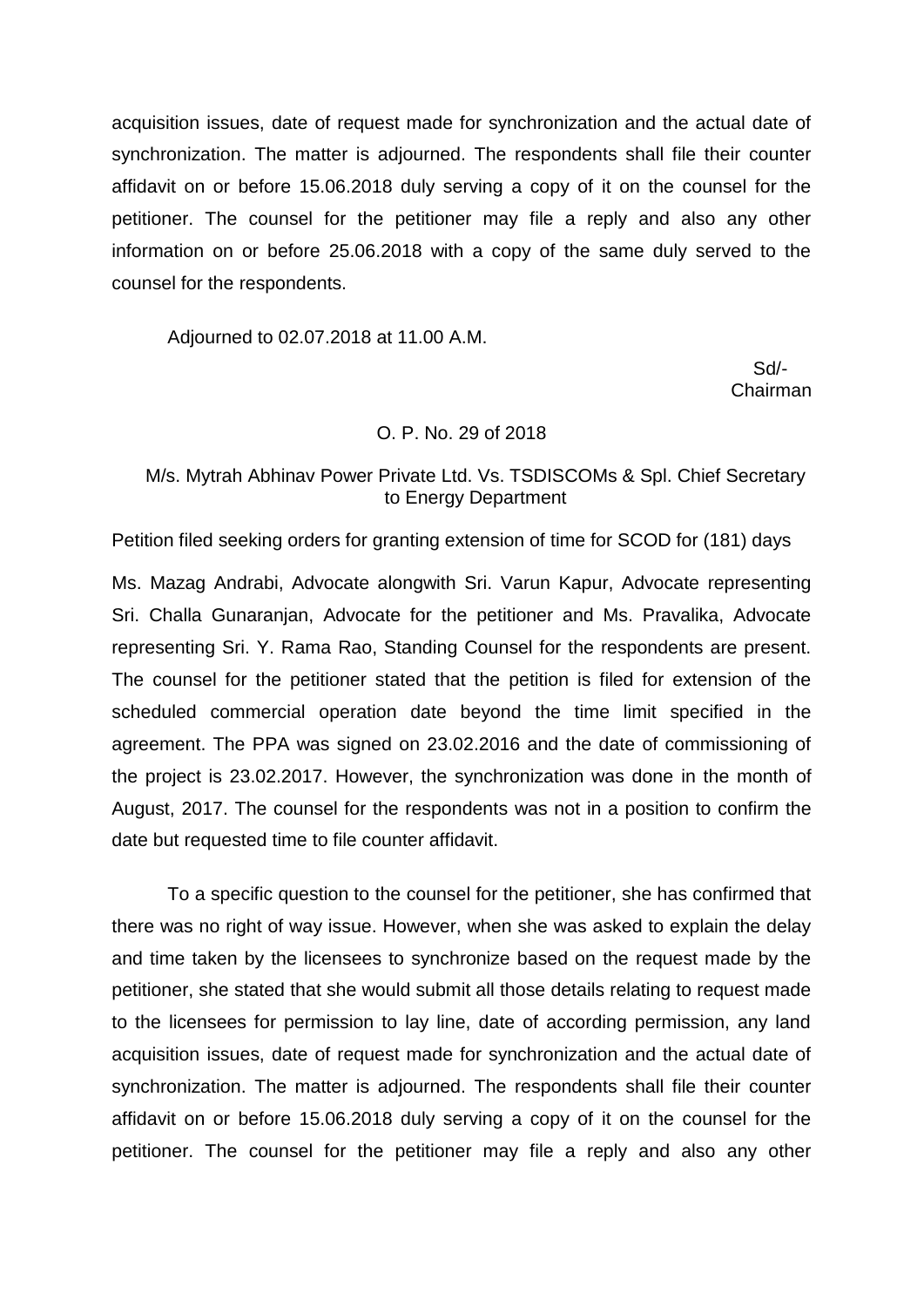acquisition issues, date of request made for synchronization and the actual date of synchronization. The matter is adjourned. The respondents shall file their counter affidavit on or before 15.06.2018 duly serving a copy of it on the counsel for the petitioner. The counsel for the petitioner may file a reply and also any other information on or before 25.06.2018 with a copy of the same duly served to the counsel for the respondents.

Adjourned to 02.07.2018 at 11.00 A.M.

Sd/-
Chairman

O. P. No. 29 of 2018

M/s. Mytrah Abhinav Power Private Ltd. Vs. TSDISCOMs & Spl. Chief Secretary to Energy Department

Petition filed seeking orders for granting extension of time for SCOD for (181) days

Ms. Mazag Andrabi, Advocate alongwith Sri. Varun Kapur, Advocate representing Sri. Challa Gunaranjan, Advocate for the petitioner and Ms. Pravalika, Advocate representing Sri. Y. Rama Rao, Standing Counsel for the respondents are present. The counsel for the petitioner stated that the petition is filed for extension of the scheduled commercial operation date beyond the time limit specified in the agreement. The PPA was signed on 23.02.2016 and the date of commissioning of the project is 23.02.2017. However, the synchronization was done in the month of August, 2017. The counsel for the respondents was not in a position to confirm the date but requested time to file counter affidavit.

To a specific question to the counsel for the petitioner, she has confirmed that there was no right of way issue. However, when she was asked to explain the delay and time taken by the licensees to synchronize based on the request made by the petitioner, she stated that she would submit all those details relating to request made to the licensees for permission to lay line, date of according permission, any land acquisition issues, date of request made for synchronization and the actual date of synchronization. The matter is adjourned. The respondents shall file their counter affidavit on or before 15.06.2018 duly serving a copy of it on the counsel for the petitioner. The counsel for the petitioner may file a reply and also any other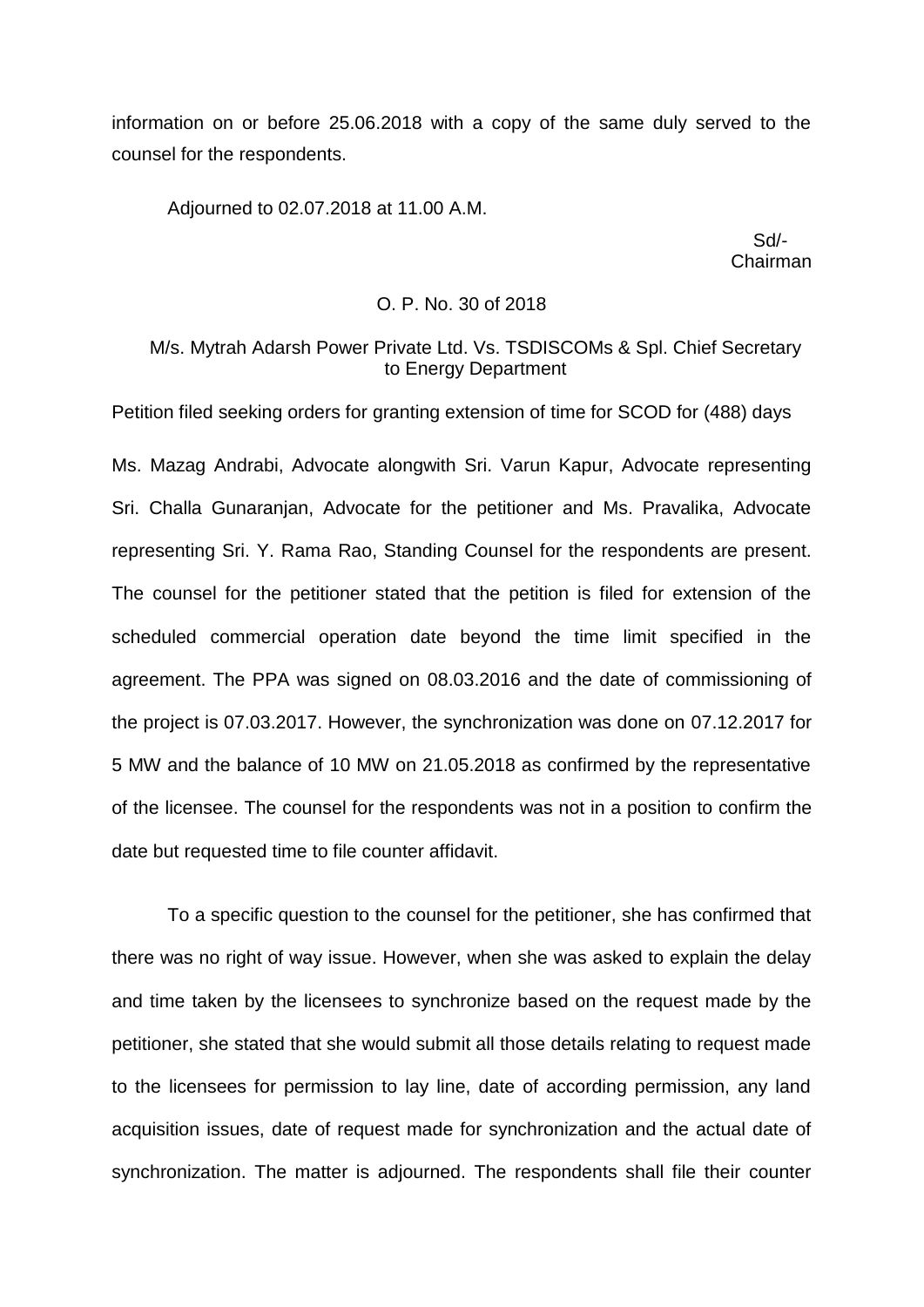information on or before 25.06.2018 with a copy of the same duly served to the counsel for the respondents.

Adjourned to 02.07.2018 at 11.00 A.M.

Sd/-
Chairman

O. P. No. 30 of 2018

M/s. Mytrah Adarsh Power Private Ltd. Vs. TSDISCOMs & Spl. Chief Secretary to Energy Department

Petition filed seeking orders for granting extension of time for SCOD for (488) days

Ms. Mazag Andrabi, Advocate alongwith Sri. Varun Kapur, Advocate representing Sri. Challa Gunaranjan, Advocate for the petitioner and Ms. Pravalika, Advocate representing Sri. Y. Rama Rao, Standing Counsel for the respondents are present. The counsel for the petitioner stated that the petition is filed for extension of the scheduled commercial operation date beyond the time limit specified in the agreement. The PPA was signed on 08.03.2016 and the date of commissioning of the project is 07.03.2017. However, the synchronization was done on 07.12.2017 for 5 MW and the balance of 10 MW on 21.05.2018 as confirmed by the representative of the licensee. The counsel for the respondents was not in a position to confirm the date but requested time to file counter affidavit.

To a specific question to the counsel for the petitioner, she has confirmed that there was no right of way issue. However, when she was asked to explain the delay and time taken by the licensees to synchronize based on the request made by the petitioner, she stated that she would submit all those details relating to request made to the licensees for permission to lay line, date of according permission, any land acquisition issues, date of request made for synchronization and the actual date of synchronization. The matter is adjourned. The respondents shall file their counter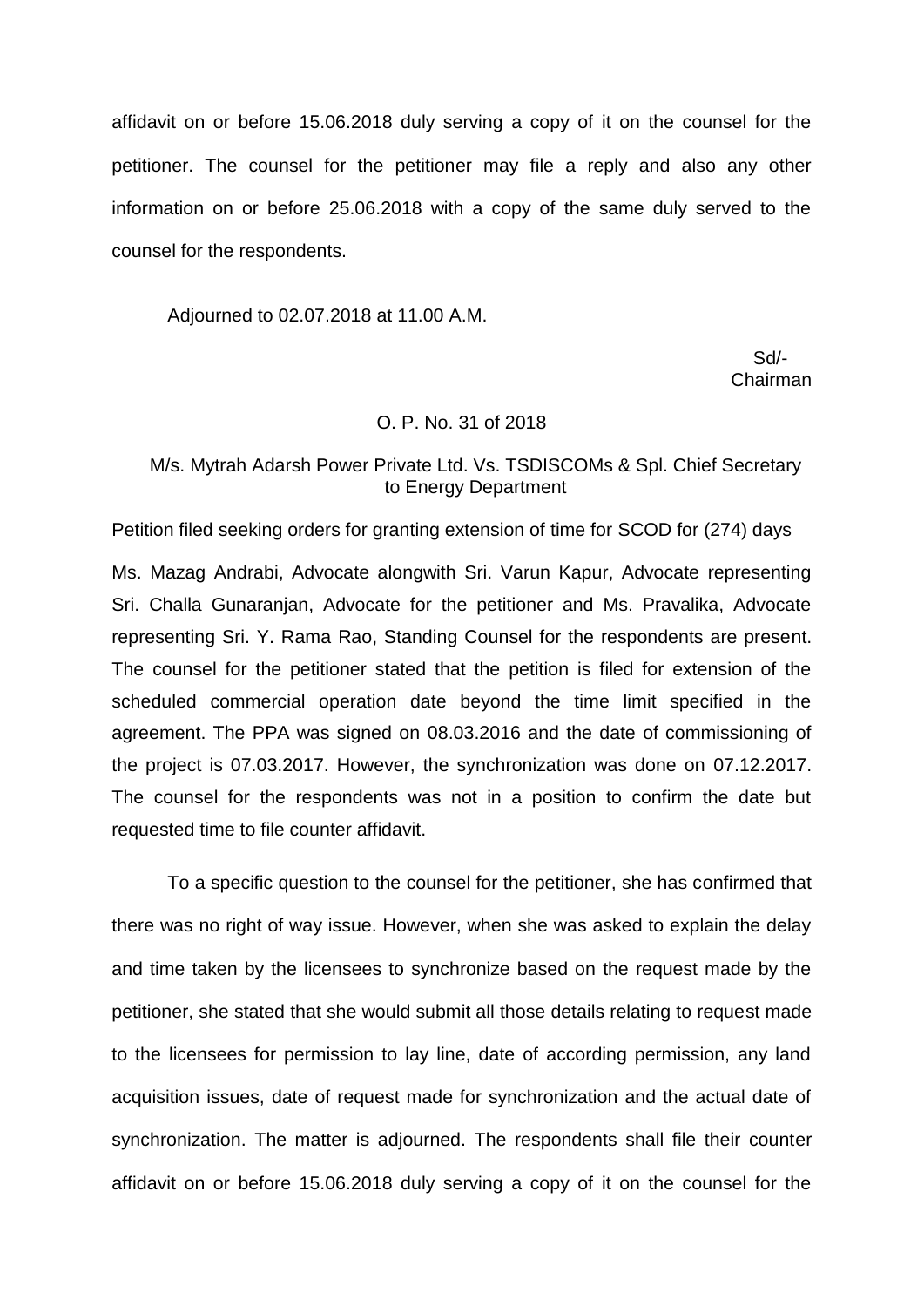affidavit on or before 15.06.2018 duly serving a copy of it on the counsel for the petitioner. The counsel for the petitioner may file a reply and also any other information on or before 25.06.2018 with a copy of the same duly served to the counsel for the respondents.

Adjourned to 02.07.2018 at 11.00 A.M.

Sd/-
Chairman

O. P. No. 31 of 2018

M/s. Mytrah Adarsh Power Private Ltd. Vs. TSDISCOMs & Spl. Chief Secretary to Energy Department

Petition filed seeking orders for granting extension of time for SCOD for (274) days

Ms. Mazag Andrabi, Advocate alongwith Sri. Varun Kapur, Advocate representing Sri. Challa Gunaranjan, Advocate for the petitioner and Ms. Pravalika, Advocate representing Sri. Y. Rama Rao, Standing Counsel for the respondents are present. The counsel for the petitioner stated that the petition is filed for extension of the scheduled commercial operation date beyond the time limit specified in the agreement. The PPA was signed on 08.03.2016 and the date of commissioning of the project is 07.03.2017. However, the synchronization was done on 07.12.2017. The counsel for the respondents was not in a position to confirm the date but requested time to file counter affidavit.

To a specific question to the counsel for the petitioner, she has confirmed that there was no right of way issue. However, when she was asked to explain the delay and time taken by the licensees to synchronize based on the request made by the petitioner, she stated that she would submit all those details relating to request made to the licensees for permission to lay line, date of according permission, any land acquisition issues, date of request made for synchronization and the actual date of synchronization. The matter is adjourned. The respondents shall file their counter affidavit on or before 15.06.2018 duly serving a copy of it on the counsel for the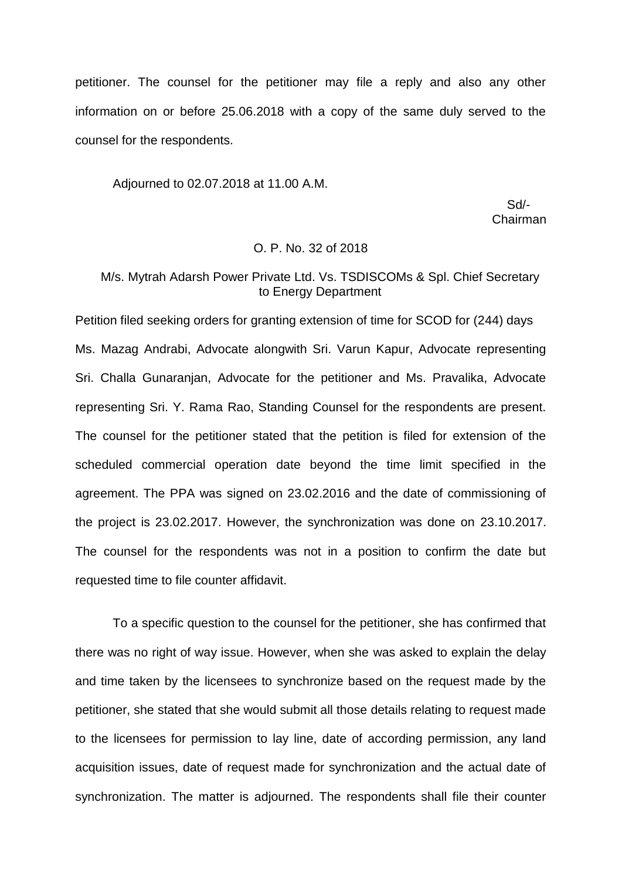petitioner. The counsel for the petitioner may file a reply and also any other information on or before 25.06.2018 with a copy of the same duly served to the counsel for the respondents.

Adjourned to 02.07.2018 at 11.00 A.M.

Sd/-
Chairman

O. P. No. 32 of 2018

M/s. Mytrah Adarsh Power Private Ltd. Vs. TSDISCOMs & Spl. Chief Secretary to Energy Department

Petition filed seeking orders for granting extension of time for SCOD for (244) days

Ms. Mazag Andrabi, Advocate alongwith Sri. Varun Kapur, Advocate representing Sri. Challa Gunaranjan, Advocate for the petitioner and Ms. Pravalika, Advocate representing Sri. Y. Rama Rao, Standing Counsel for the respondents are present. The counsel for the petitioner stated that the petition is filed for extension of the scheduled commercial operation date beyond the time limit specified in the agreement. The PPA was signed on 23.02.2016 and the date of commissioning of the project is 23.02.2017. However, the synchronization was done on 23.10.2017. The counsel for the respondents was not in a position to confirm the date but requested time to file counter affidavit.

To a specific question to the counsel for the petitioner, she has confirmed that there was no right of way issue. However, when she was asked to explain the delay and time taken by the licensees to synchronize based on the request made by the petitioner, she stated that she would submit all those details relating to request made to the licensees for permission to lay line, date of according permission, any land acquisition issues, date of request made for synchronization and the actual date of synchronization. The matter is adjourned. The respondents shall file their counter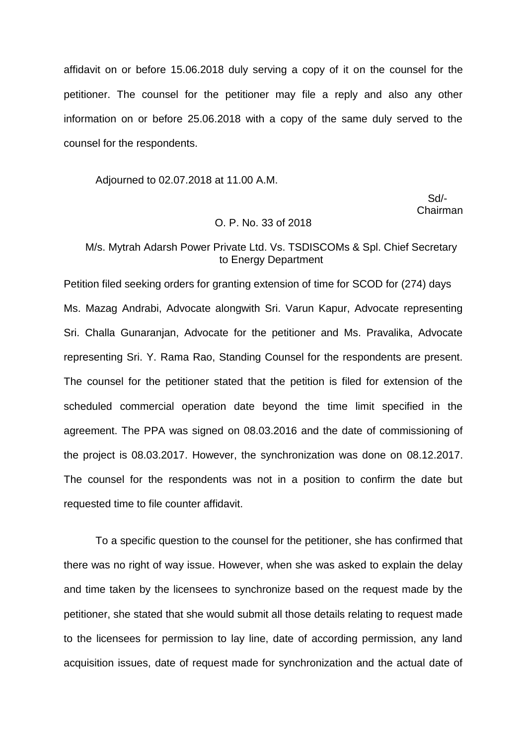affidavit on or before 15.06.2018 duly serving a copy of it on the counsel for the petitioner. The counsel for the petitioner may file a reply and also any other information on or before 25.06.2018 with a copy of the same duly served to the counsel for the respondents.

Adjourned to 02.07.2018 at 11.00 A.M.

Sd/-
Chairman

O. P. No. 33 of 2018

M/s. Mytrah Adarsh Power Private Ltd. Vs. TSDISCOMs & Spl. Chief Secretary to Energy Department

Petition filed seeking orders for granting extension of time for SCOD for (274) days

Ms. Mazag Andrabi, Advocate alongwith Sri. Varun Kapur, Advocate representing Sri. Challa Gunaranjan, Advocate for the petitioner and Ms. Pravalika, Advocate representing Sri. Y. Rama Rao, Standing Counsel for the respondents are present. The counsel for the petitioner stated that the petition is filed for extension of the scheduled commercial operation date beyond the time limit specified in the agreement. The PPA was signed on 08.03.2016 and the date of commissioning of the project is 08.03.2017. However, the synchronization was done on 08.12.2017. The counsel for the respondents was not in a position to confirm the date but requested time to file counter affidavit.

To a specific question to the counsel for the petitioner, she has confirmed that there was no right of way issue. However, when she was asked to explain the delay and time taken by the licensees to synchronize based on the request made by the petitioner, she stated that she would submit all those details relating to request made to the licensees for permission to lay line, date of according permission, any land acquisition issues, date of request made for synchronization and the actual date of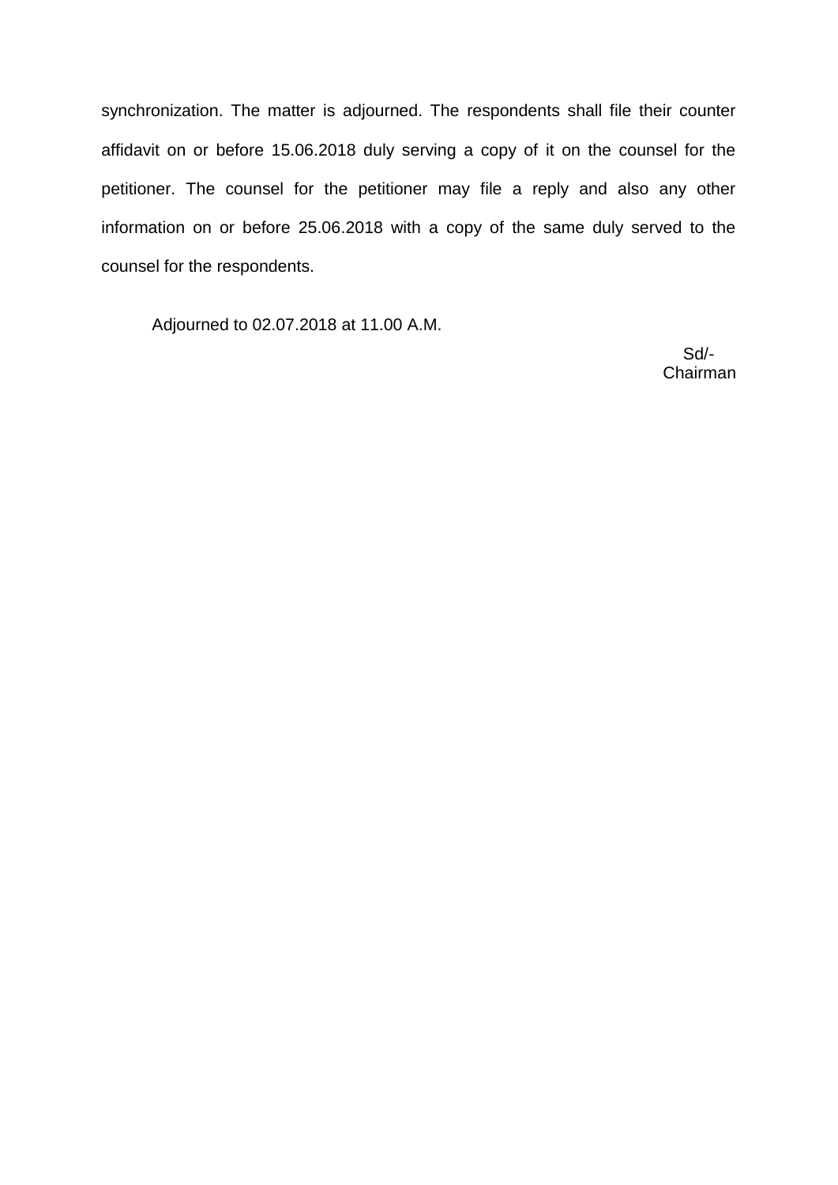synchronization. The matter is adjourned. The respondents shall file their counter affidavit on or before 15.06.2018 duly serving a copy of it on the counsel for the petitioner. The counsel for the petitioner may file a reply and also any other information on or before 25.06.2018 with a copy of the same duly served to the counsel for the respondents.

Adjourned to 02.07.2018 at 11.00 A.M.

Sd/-
Chairman